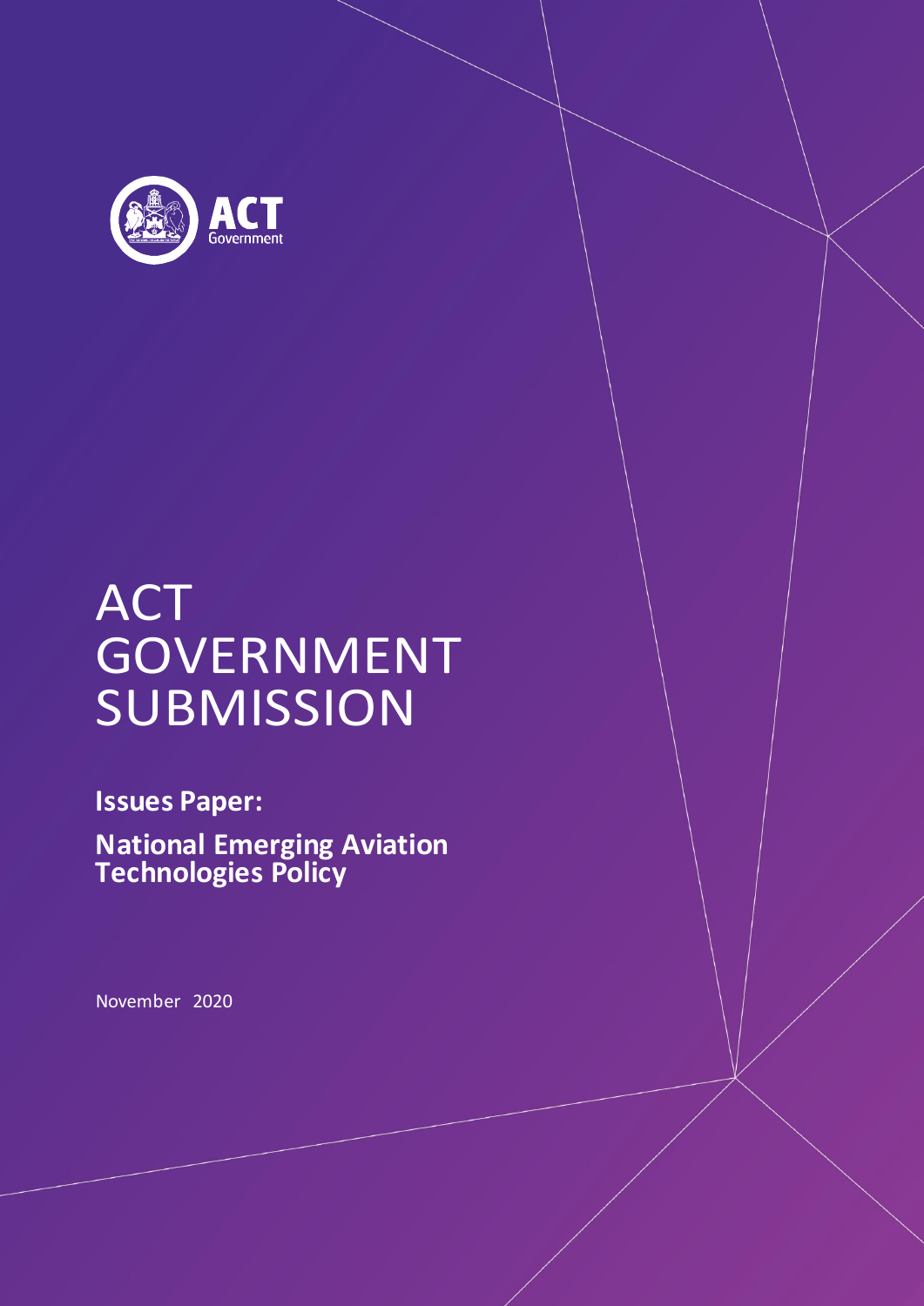ACT Government

# ACT GOVERNMENT SUBMISSION

**Issues Paper:**

**National Emerging Aviation Technologies Policy**

November 2020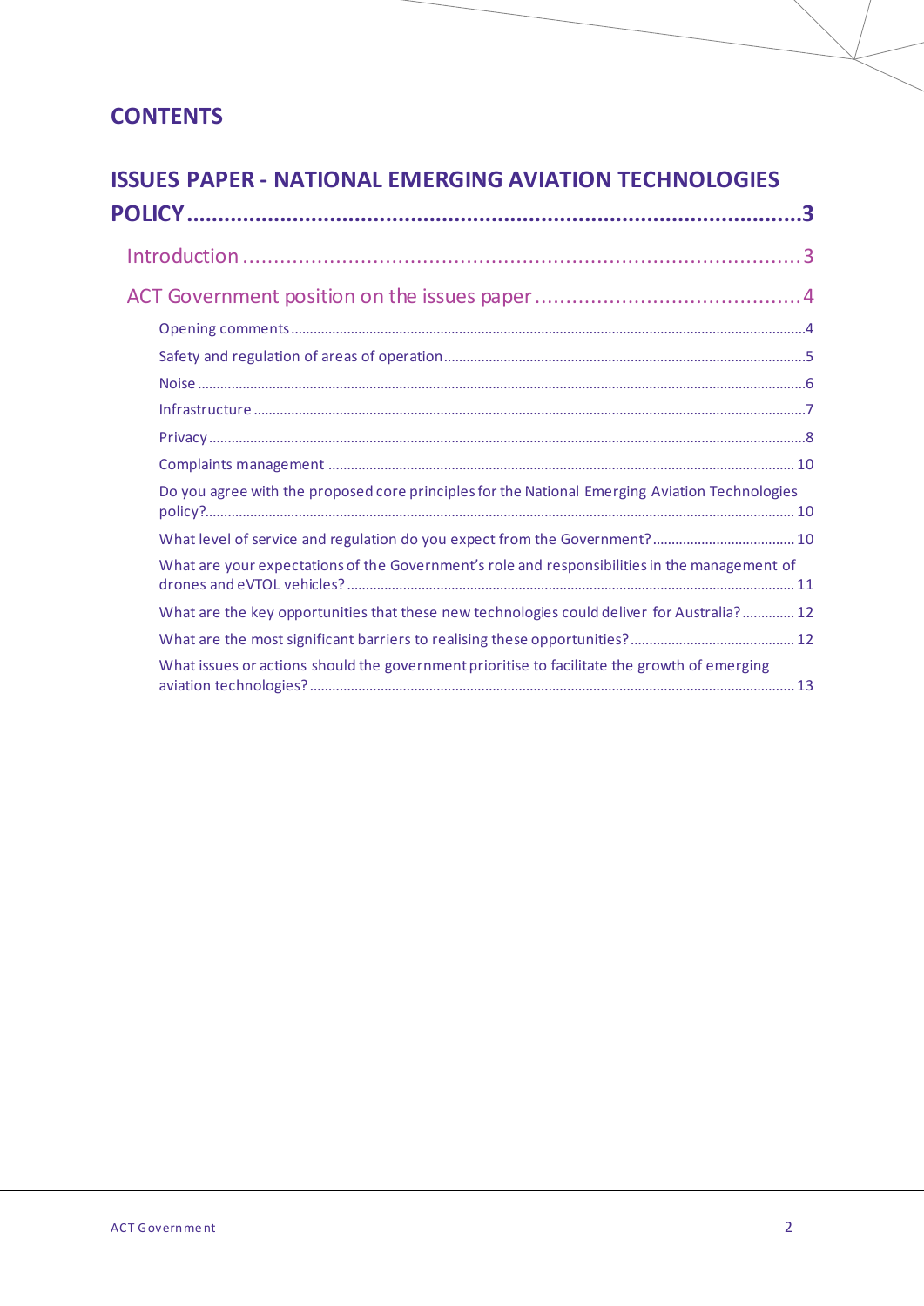# CONTENTS

## ISSUES PAPER - NATIONAL EMERGING AVIATION TECHNOLOGIES POLICY ..... 3

- Introduction ..... 3
- ACT Government position on the issues paper ..... 4
  - Opening comments ..... 4
  - Safety and regulation of areas of operation ..... 5
  - Noise ..... 6
  - Infrastructure ..... 7
  - Privacy ..... 8
  - Complaints management ..... 10
  - Do you agree with the proposed core principles for the National Emerging Aviation Technologies policy? ..... 10
  - What level of service and regulation do you expect from the Government? ..... 10
  - What are your expectations of the Government's role and responsibilities in the management of drones and eVTOL vehicles? ..... 11
  - What are the key opportunities that these new technologies could deliver for Australia? ..... 12
  - What are the most significant barriers to realising these opportunities? ..... 12
  - What issues or actions should the government prioritise to facilitate the growth of emerging aviation technologies? ..... 13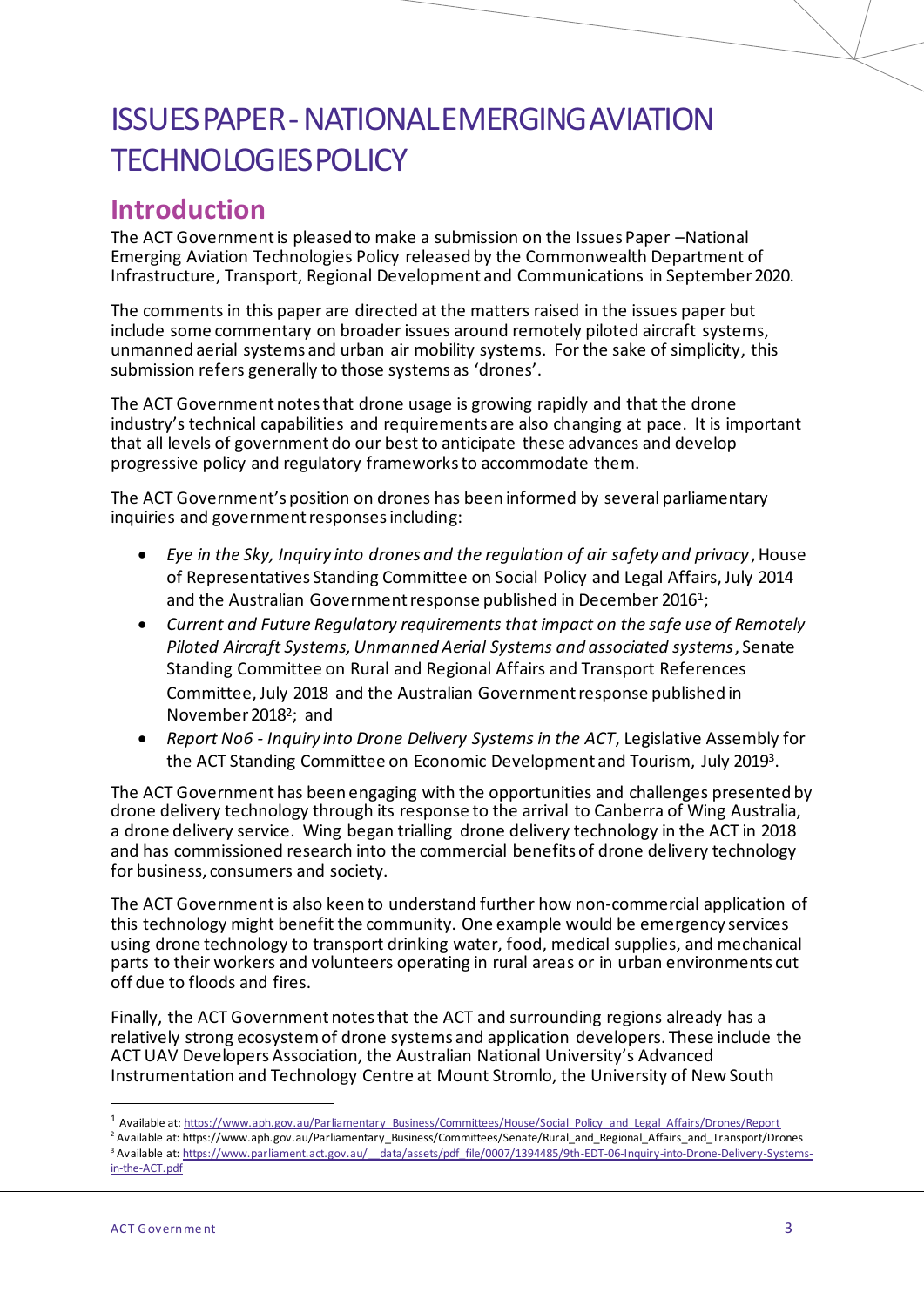# ISSUES PAPER - NATIONAL EMERGING AVIATION TECHNOLOGIES POLICY

## Introduction

The ACT Government is pleased to make a submission on the Issues Paper –National Emerging Aviation Technologies Policy released by the Commonwealth Department of Infrastructure, Transport, Regional Development and Communications in September 2020.

The comments in this paper are directed at the matters raised in the issues paper but include some commentary on broader issues around remotely piloted aircraft systems, unmanned aerial systems and urban air mobility systems. For the sake of simplicity, this submission refers generally to those systems as 'drones'.

The ACT Government notes that drone usage is growing rapidly and that the drone industry's technical capabilities and requirements are also changing at pace. It is important that all levels of government do our best to anticipate these advances and develop progressive policy and regulatory frameworks to accommodate them.

The ACT Government's position on drones has been informed by several parliamentary inquiries and government responses including:

- *Eye in the Sky, Inquiry into drones and the regulation of air safety and privacy*, House of Representatives Standing Committee on Social Policy and Legal Affairs, July 2014 and the Australian Government response published in December 2016[1];
- *Current and Future Regulatory requirements that impact on the safe use of Remotely Piloted Aircraft Systems, Unmanned Aerial Systems and associated systems*, Senate Standing Committee on Rural and Regional Affairs and Transport References Committee, July 2018 and the Australian Government response published in November 2018[2]; and
- *Report No6 - Inquiry into Drone Delivery Systems in the ACT*, Legislative Assembly for the ACT Standing Committee on Economic Development and Tourism, July 2019[3].

The ACT Government has been engaging with the opportunities and challenges presented by drone delivery technology through its response to the arrival to Canberra of Wing Australia, a drone delivery service. Wing began trialling drone delivery technology in the ACT in 2018 and has commissioned research into the commercial benefits of drone delivery technology for business, consumers and society.

The ACT Government is also keen to understand further how non-commercial application of this technology might benefit the community. One example would be emergency services using drone technology to transport drinking water, food, medical supplies, and mechanical parts to their workers and volunteers operating in rural areas or in urban environments cut off due to floods and fires.

Finally, the ACT Government notes that the ACT and surrounding regions already has a relatively strong ecosystem of drone systems and application developers. These include the ACT UAV Developers Association, the Australian National University's Advanced Instrumentation and Technology Centre at Mount Stromlo, the University of New South

---

[1] Available at: https://www.aph.gov.au/Parliamentary_Business/Committees/House/Social_Policy_and_Legal_Affairs/Drones/Report

[2] Available at: https://www.aph.gov.au/Parliamentary_Business/Committees/Senate/Rural_and_Regional_Affairs_and_Transport/Drones

[3] Available at: https://www.parliament.act.gov.au/__data/assets/pdf_file/0007/1394485/9th-EDT-06-Inquiry-into-Drone-Delivery-Systems-in-the-ACT.pdf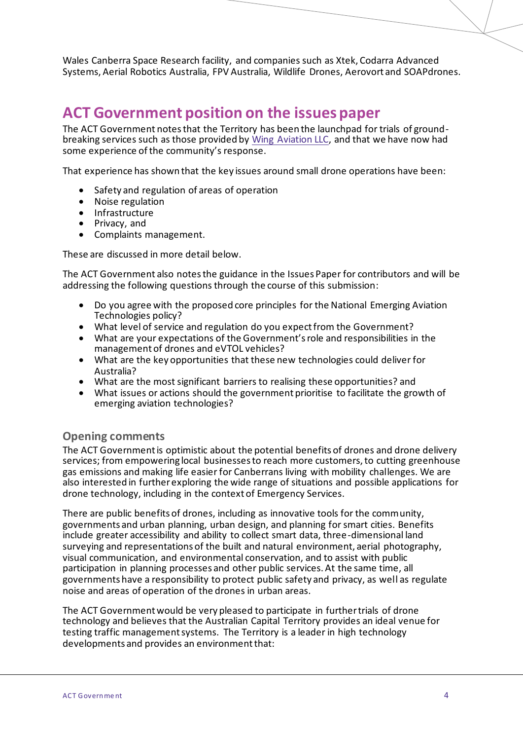Wales Canberra Space Research facility, and companies such as Xtek, Codarra Advanced Systems, Aerial Robotics Australia, FPV Australia, Wildlife Drones, Aerovort and SOAPdrones.

## ACT Government position on the issues paper

The ACT Government notes that the Territory has been the launchpad for trials of ground-breaking services such as those provided by [Wing Aviation LLC](), and that we have now had some experience of the community's response.

That experience has shown that the key issues around small drone operations have been:

- Safety and regulation of areas of operation
- Noise regulation
- Infrastructure
- Privacy, and
- Complaints management.

These are discussed in more detail below.

The ACT Government also notes the guidance in the Issues Paper for contributors and will be addressing the following questions through the course of this submission:

- Do you agree with the proposed core principles for the National Emerging Aviation Technologies policy?
- What level of service and regulation do you expect from the Government?
- What are your expectations of the Government's role and responsibilities in the management of drones and eVTOL vehicles?
- What are the key opportunities that these new technologies could deliver for Australia?
- What are the most significant barriers to realising these opportunities? and
- What issues or actions should the government prioritise to facilitate the growth of emerging aviation technologies?

### Opening comments

The ACT Government is optimistic about the potential benefits of drones and drone delivery services; from empowering local businesses to reach more customers, to cutting greenhouse gas emissions and making life easier for Canberrans living with mobility challenges. We are also interested in further exploring the wide range of situations and possible applications for drone technology, including in the context of Emergency Services.

There are public benefits of drones, including as innovative tools for the community, governments and urban planning, urban design, and planning for smart cities. Benefits include greater accessibility and ability to collect smart data, three-dimensional land surveying and representations of the built and natural environment, aerial photography, visual communication, and environmental conservation, and to assist with public participation in planning processes and other public services. At the same time, all governments have a responsibility to protect public safety and privacy, as well as regulate noise and areas of operation of the drones in urban areas.

The ACT Government would be very pleased to participate in further trials of drone technology and believes that the Australian Capital Territory provides an ideal venue for testing traffic management systems. The Territory is a leader in high technology developments and provides an environment that: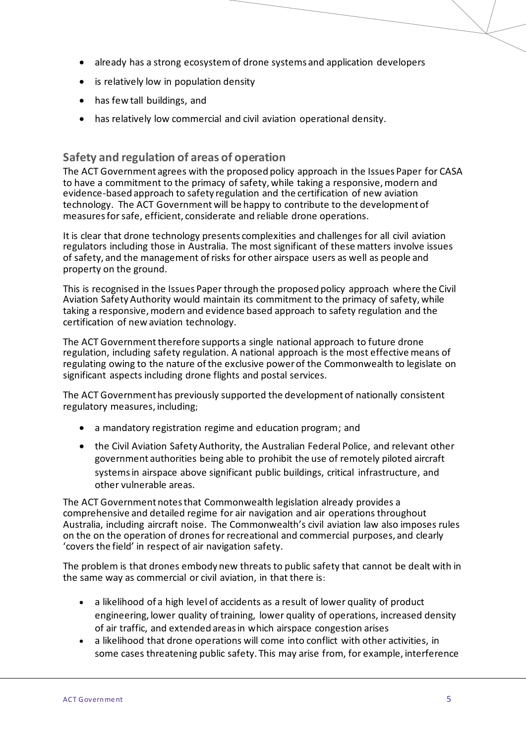- already has a strong ecosystem of drone systems and application developers
- is relatively low in population density
- has few tall buildings, and
- has relatively low commercial and civil aviation operational density.

## Safety and regulation of areas of operation

The ACT Government agrees with the proposed policy approach in the Issues Paper for CASA to have a commitment to the primacy of safety, while taking a responsive, modern and evidence-based approach to safety regulation and the certification of new aviation technology. The ACT Government will be happy to contribute to the development of measures for safe, efficient, considerate and reliable drone operations.

It is clear that drone technology presents complexities and challenges for all civil aviation regulators including those in Australia. The most significant of these matters involve issues of safety, and the management of risks for other airspace users as well as people and property on the ground.

This is recognised in the Issues Paper through the proposed policy approach where the Civil Aviation Safety Authority would maintain its commitment to the primacy of safety, while taking a responsive, modern and evidence based approach to safety regulation and the certification of new aviation technology.

The ACT Government therefore supports a single national approach to future drone regulation, including safety regulation. A national approach is the most effective means of regulating owing to the nature of the exclusive power of the Commonwealth to legislate on significant aspects including drone flights and postal services.

The ACT Government has previously supported the development of nationally consistent regulatory measures, including;

- a mandatory registration regime and education program; and
- the Civil Aviation Safety Authority, the Australian Federal Police, and relevant other government authorities being able to prohibit the use of remotely piloted aircraft systems in airspace above significant public buildings, critical infrastructure, and other vulnerable areas.

The ACT Government notes that Commonwealth legislation already provides a comprehensive and detailed regime for air navigation and air operations throughout Australia, including aircraft noise. The Commonwealth's civil aviation law also imposes rules on the on the operation of drones for recreational and commercial purposes, and clearly 'covers the field' in respect of air navigation safety.

The problem is that drones embody new threats to public safety that cannot be dealt with in the same way as commercial or civil aviation, in that there is:

- a likelihood of a high level of accidents as a result of lower quality of product engineering, lower quality of training, lower quality of operations, increased density of air traffic, and extended areas in which airspace congestion arises
- a likelihood that drone operations will come into conflict with other activities, in some cases threatening public safety. This may arise from, for example, interference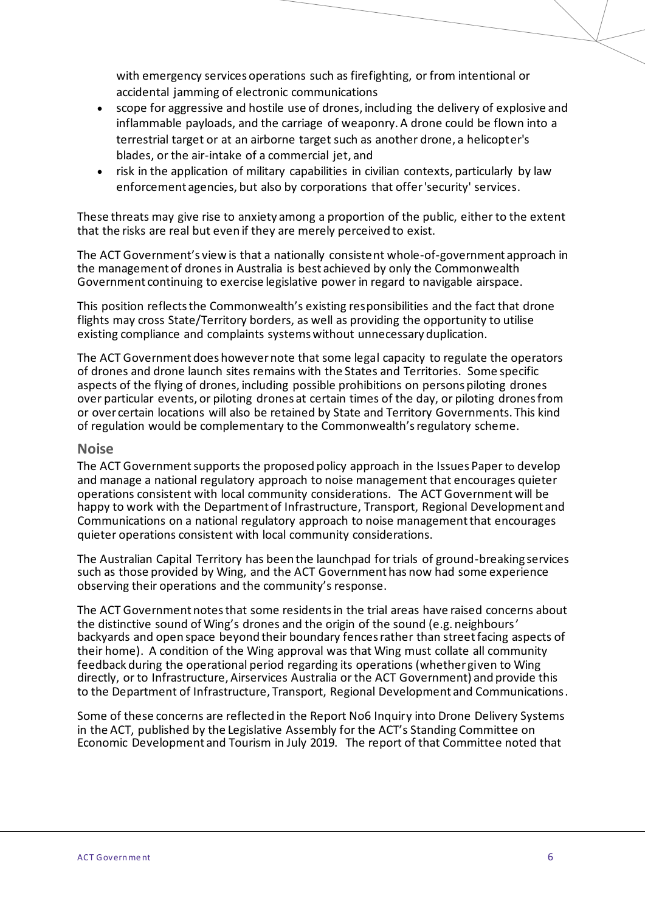with emergency services operations such as firefighting, or from intentional or accidental jamming of electronic communications

- scope for aggressive and hostile use of drones, including the delivery of explosive and inflammable payloads, and the carriage of weaponry. A drone could be flown into a terrestrial target or at an airborne target such as another drone, a helicopter's blades, or the air-intake of a commercial jet, and
- risk in the application of military capabilities in civilian contexts, particularly by law enforcement agencies, but also by corporations that offer 'security' services.

These threats may give rise to anxiety among a proportion of the public, either to the extent that the risks are real but even if they are merely perceived to exist.

The ACT Government's view is that a nationally consistent whole-of-government approach in the management of drones in Australia is best achieved by only the Commonwealth Government continuing to exercise legislative power in regard to navigable airspace.

This position reflects the Commonwealth's existing responsibilities and the fact that drone flights may cross State/Territory borders, as well as providing the opportunity to utilise existing compliance and complaints systems without unnecessary duplication.

The ACT Government does however note that some legal capacity to regulate the operators of drones and drone launch sites remains with the States and Territories. Some specific aspects of the flying of drones, including possible prohibitions on persons piloting drones over particular events, or piloting drones at certain times of the day, or piloting drones from or over certain locations will also be retained by State and Territory Governments. This kind of regulation would be complementary to the Commonwealth's regulatory scheme.

## Noise

The ACT Government supports the proposed policy approach in the Issues Paper to develop and manage a national regulatory approach to noise management that encourages quieter operations consistent with local community considerations. The ACT Government will be happy to work with the Department of Infrastructure, Transport, Regional Development and Communications on a national regulatory approach to noise management that encourages quieter operations consistent with local community considerations.

The Australian Capital Territory has been the launchpad for trials of ground-breaking services such as those provided by Wing, and the ACT Government has now had some experience observing their operations and the community's response.

The ACT Government notes that some residents in the trial areas have raised concerns about the distinctive sound of Wing's drones and the origin of the sound (e.g. neighbours' backyards and open space beyond their boundary fences rather than street facing aspects of their home). A condition of the Wing approval was that Wing must collate all community feedback during the operational period regarding its operations (whether given to Wing directly, or to Infrastructure, Airservices Australia or the ACT Government) and provide this to the Department of Infrastructure, Transport, Regional Development and Communications.

Some of these concerns are reflected in the Report No6 Inquiry into Drone Delivery Systems in the ACT, published by the Legislative Assembly for the ACT's Standing Committee on Economic Development and Tourism in July 2019. The report of that Committee noted that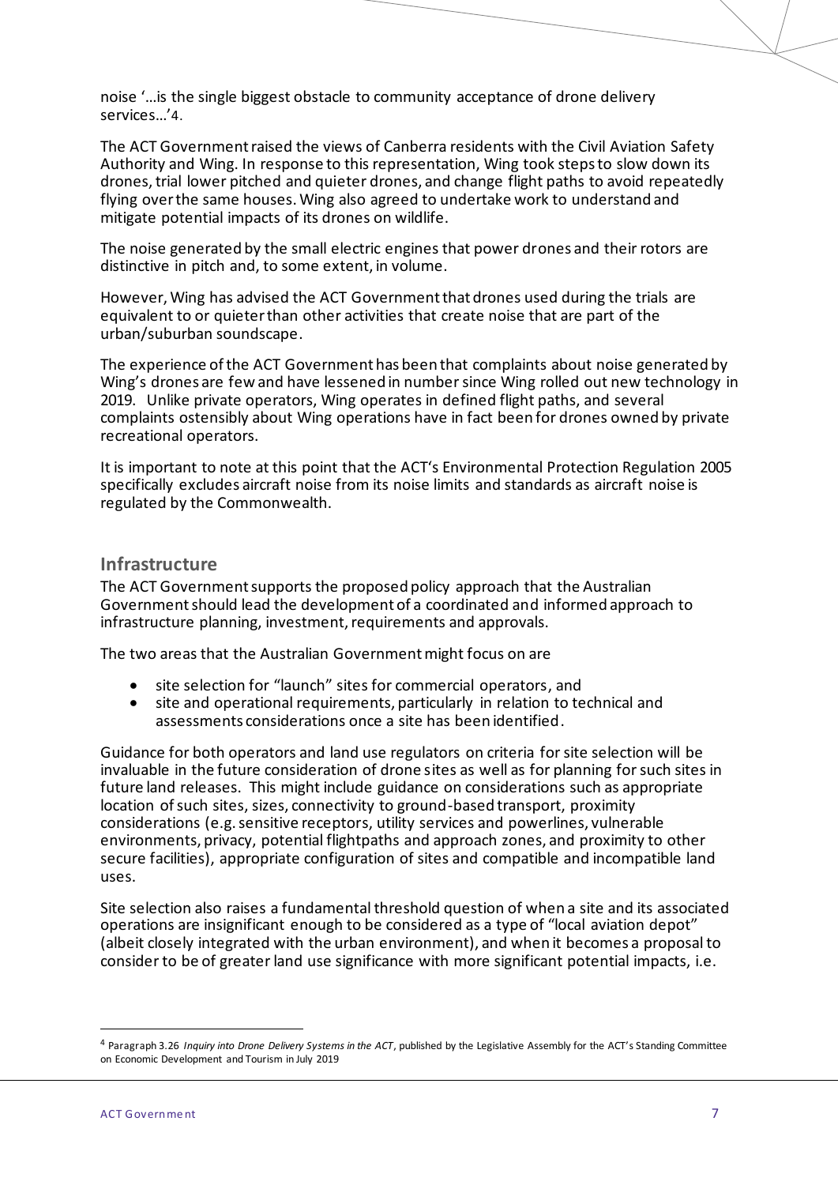noise '…is the single biggest obstacle to community acceptance of drone delivery services…'[4].

The ACT Government raised the views of Canberra residents with the Civil Aviation Safety Authority and Wing. In response to this representation, Wing took steps to slow down its drones, trial lower pitched and quieter drones, and change flight paths to avoid repeatedly flying over the same houses. Wing also agreed to undertake work to understand and mitigate potential impacts of its drones on wildlife.

The noise generated by the small electric engines that power drones and their rotors are distinctive in pitch and, to some extent, in volume.

However, Wing has advised the ACT Government that drones used during the trials are equivalent to or quieter than other activities that create noise that are part of the urban/suburban soundscape.

The experience of the ACT Government has been that complaints about noise generated by Wing's drones are few and have lessened in number since Wing rolled out new technology in 2019. Unlike private operators, Wing operates in defined flight paths, and several complaints ostensibly about Wing operations have in fact been for drones owned by private recreational operators.

It is important to note at this point that the ACT's Environmental Protection Regulation 2005 specifically excludes aircraft noise from its noise limits and standards as aircraft noise is regulated by the Commonwealth.

## Infrastructure

The ACT Government supports the proposed policy approach that the Australian Government should lead the development of a coordinated and informed approach to infrastructure planning, investment, requirements and approvals.

The two areas that the Australian Government might focus on are

- site selection for "launch" sites for commercial operators, and
- site and operational requirements, particularly in relation to technical and assessments considerations once a site has been identified.

Guidance for both operators and land use regulators on criteria for site selection will be invaluable in the future consideration of drone sites as well as for planning for such sites in future land releases. This might include guidance on considerations such as appropriate location of such sites, sizes, connectivity to ground-based transport, proximity considerations (e.g. sensitive receptors, utility services and powerlines, vulnerable environments, privacy, potential flightpaths and approach zones, and proximity to other secure facilities), appropriate configuration of sites and compatible and incompatible land uses.

Site selection also raises a fundamental threshold question of when a site and its associated operations are insignificant enough to be considered as a type of "local aviation depot" (albeit closely integrated with the urban environment), and when it becomes a proposal to consider to be of greater land use significance with more significant potential impacts, i.e.

[4] Paragraph 3.26 *Inquiry into Drone Delivery Systems in the ACT*, published by the Legislative Assembly for the ACT's Standing Committee on Economic Development and Tourism in July 2019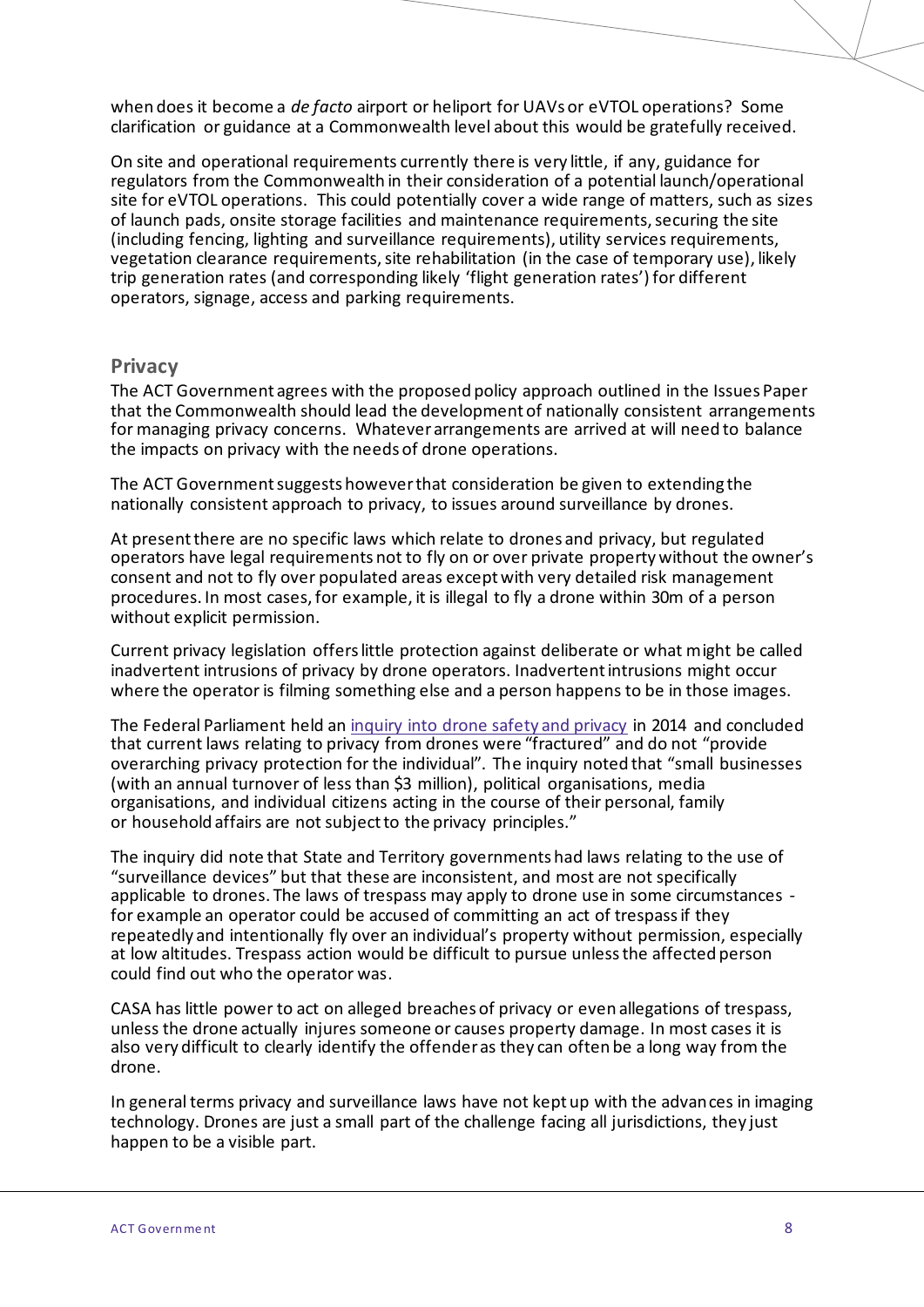when does it become a *de facto* airport or heliport for UAVs or eVTOL operations? Some clarification or guidance at a Commonwealth level about this would be gratefully received.

On site and operational requirements currently there is very little, if any, guidance for regulators from the Commonwealth in their consideration of a potential launch/operational site for eVTOL operations. This could potentially cover a wide range of matters, such as sizes of launch pads, onsite storage facilities and maintenance requirements, securing the site (including fencing, lighting and surveillance requirements), utility services requirements, vegetation clearance requirements, site rehabilitation (in the case of temporary use), likely trip generation rates (and corresponding likely 'flight generation rates') for different operators, signage, access and parking requirements.

## Privacy

The ACT Government agrees with the proposed policy approach outlined in the Issues Paper that the Commonwealth should lead the development of nationally consistent arrangements for managing privacy concerns. Whatever arrangements are arrived at will need to balance the impacts on privacy with the needs of drone operations.

The ACT Government suggests however that consideration be given to extending the nationally consistent approach to privacy, to issues around surveillance by drones.

At present there are no specific laws which relate to drones and privacy, but regulated operators have legal requirements not to fly on or over private property without the owner's consent and not to fly over populated areas except with very detailed risk management procedures. In most cases, for example, it is illegal to fly a drone within 30m of a person without explicit permission.

Current privacy legislation offers little protection against deliberate or what might be called inadvertent intrusions of privacy by drone operators. Inadvertent intrusions might occur where the operator is filming something else and a person happens to be in those images.

The Federal Parliament held an [inquiry into drone safety and privacy] in 2014 and concluded that current laws relating to privacy from drones were "fractured" and do not "provide overarching privacy protection for the individual". The inquiry noted that "small businesses (with an annual turnover of less than $3 million), political organisations, media organisations, and individual citizens acting in the course of their personal, family or household affairs are not subject to the privacy principles."

The inquiry did note that State and Territory governments had laws relating to the use of "surveillance devices" but that these are inconsistent, and most are not specifically applicable to drones. The laws of trespass may apply to drone use in some circumstances - for example an operator could be accused of committing an act of trespass if they repeatedly and intentionally fly over an individual's property without permission, especially at low altitudes. Trespass action would be difficult to pursue unless the affected person could find out who the operator was.

CASA has little power to act on alleged breaches of privacy or even allegations of trespass, unless the drone actually injures someone or causes property damage. In most cases it is also very difficult to clearly identify the offender as they can often be a long way from the drone.

In general terms privacy and surveillance laws have not kept up with the advances in imaging technology. Drones are just a small part of the challenge facing all jurisdictions, they just happen to be a visible part.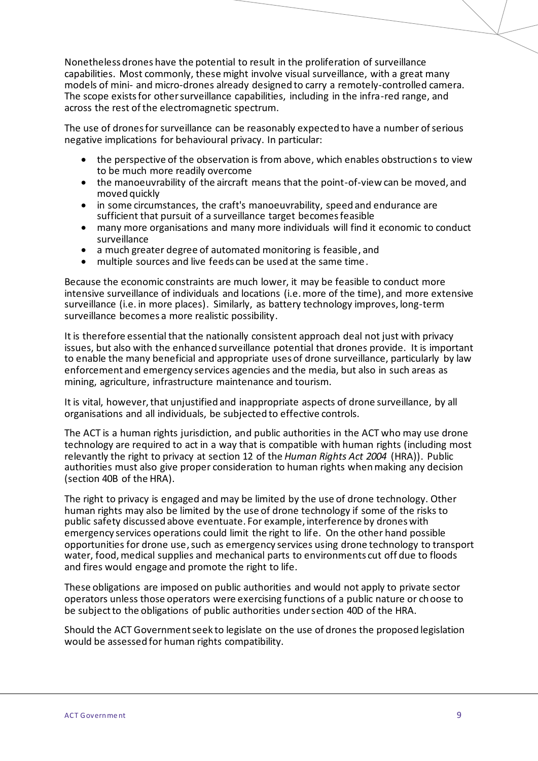Nonetheless drones have the potential to result in the proliferation of surveillance capabilities. Most commonly, these might involve visual surveillance, with a great many models of mini- and micro-drones already designed to carry a remotely-controlled camera. The scope exists for other surveillance capabilities, including in the infra-red range, and across the rest of the electromagnetic spectrum.

The use of drones for surveillance can be reasonably expected to have a number of serious negative implications for behavioural privacy. In particular:

- the perspective of the observation is from above, which enables obstructions to view to be much more readily overcome
- the manoeuvrability of the aircraft means that the point-of-view can be moved, and moved quickly
- in some circumstances, the craft's manoeuvrability, speed and endurance are sufficient that pursuit of a surveillance target becomes feasible
- many more organisations and many more individuals will find it economic to conduct surveillance
- a much greater degree of automated monitoring is feasible, and
- multiple sources and live feeds can be used at the same time.

Because the economic constraints are much lower, it may be feasible to conduct more intensive surveillance of individuals and locations (i.e. more of the time), and more extensive surveillance (i.e. in more places). Similarly, as battery technology improves, long-term surveillance becomes a more realistic possibility.

It is therefore essential that the nationally consistent approach deal not just with privacy issues, but also with the enhanced surveillance potential that drones provide. It is important to enable the many beneficial and appropriate uses of drone surveillance, particularly by law enforcement and emergency services agencies and the media, but also in such areas as mining, agriculture, infrastructure maintenance and tourism.

It is vital, however, that unjustified and inappropriate aspects of drone surveillance, by all organisations and all individuals, be subjected to effective controls.

The ACT is a human rights jurisdiction, and public authorities in the ACT who may use drone technology are required to act in a way that is compatible with human rights (including most relevantly the right to privacy at section 12 of the *Human Rights Act 2004* (HRA)). Public authorities must also give proper consideration to human rights when making any decision (section 40B of the HRA).

The right to privacy is engaged and may be limited by the use of drone technology. Other human rights may also be limited by the use of drone technology if some of the risks to public safety discussed above eventuate. For example, interference by drones with emergency services operations could limit the right to life. On the other hand possible opportunities for drone use, such as emergency services using drone technology to transport water, food, medical supplies and mechanical parts to environments cut off due to floods and fires would engage and promote the right to life.

These obligations are imposed on public authorities and would not apply to private sector operators unless those operators were exercising functions of a public nature or choose to be subject to the obligations of public authorities under section 40D of the HRA.

Should the ACT Government seek to legislate on the use of drones the proposed legislation would be assessed for human rights compatibility.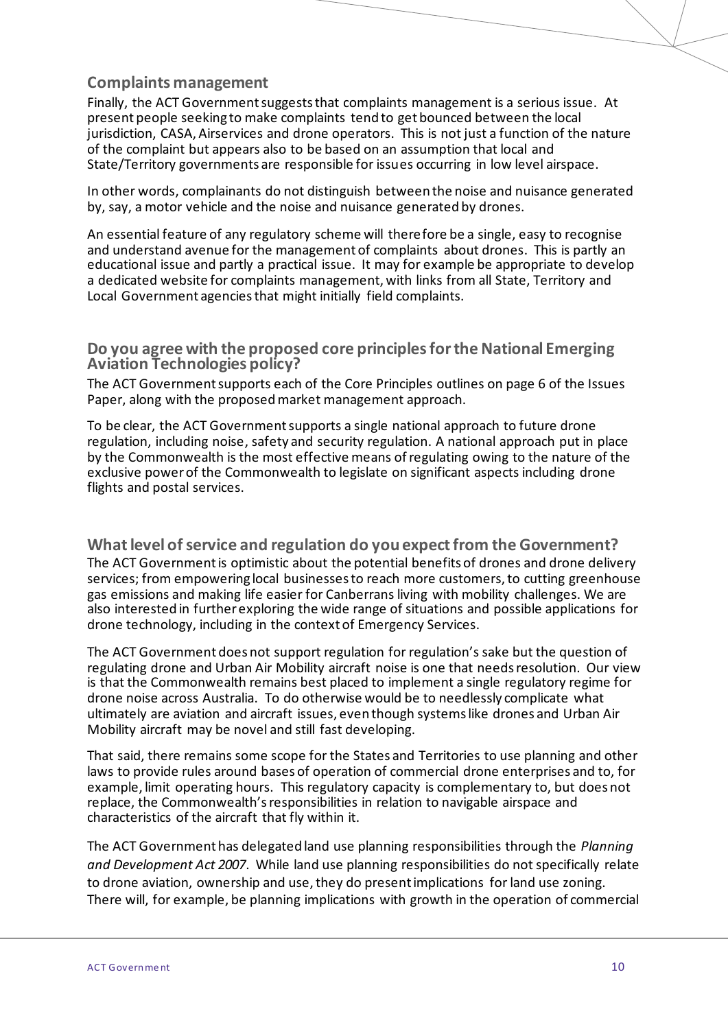## Complaints management

Finally, the ACT Government suggests that complaints management is a serious issue. At present people seeking to make complaints tend to get bounced between the local jurisdiction, CASA, Airservices and drone operators. This is not just a function of the nature of the complaint but appears also to be based on an assumption that local and State/Territory governments are responsible for issues occurring in low level airspace.

In other words, complainants do not distinguish between the noise and nuisance generated by, say, a motor vehicle and the noise and nuisance generated by drones.

An essential feature of any regulatory scheme will therefore be a single, easy to recognise and understand avenue for the management of complaints about drones. This is partly an educational issue and partly a practical issue. It may for example be appropriate to develop a dedicated website for complaints management, with links from all State, Territory and Local Government agencies that might initially field complaints.

## Do you agree with the proposed core principles for the National Emerging Aviation Technologies policy?

The ACT Government supports each of the Core Principles outlines on page 6 of the Issues Paper, along with the proposed market management approach.

To be clear, the ACT Government supports a single national approach to future drone regulation, including noise, safety and security regulation. A national approach put in place by the Commonwealth is the most effective means of regulating owing to the nature of the exclusive power of the Commonwealth to legislate on significant aspects including drone flights and postal services.

## What level of service and regulation do you expect from the Government?

The ACT Government is optimistic about the potential benefits of drones and drone delivery services; from empowering local businesses to reach more customers, to cutting greenhouse gas emissions and making life easier for Canberrans living with mobility challenges. We are also interested in further exploring the wide range of situations and possible applications for drone technology, including in the context of Emergency Services.

The ACT Government does not support regulation for regulation's sake but the question of regulating drone and Urban Air Mobility aircraft noise is one that needs resolution. Our view is that the Commonwealth remains best placed to implement a single regulatory regime for drone noise across Australia. To do otherwise would be to needlessly complicate what ultimately are aviation and aircraft issues, even though systems like drones and Urban Air Mobility aircraft may be novel and still fast developing.

That said, there remains some scope for the States and Territories to use planning and other laws to provide rules around bases of operation of commercial drone enterprises and to, for example, limit operating hours. This regulatory capacity is complementary to, but does not replace, the Commonwealth's responsibilities in relation to navigable airspace and characteristics of the aircraft that fly within it.

The ACT Government has delegated land use planning responsibilities through the *Planning and Development Act 2007*. While land use planning responsibilities do not specifically relate to drone aviation, ownership and use, they do present implications for land use zoning. There will, for example, be planning implications with growth in the operation of commercial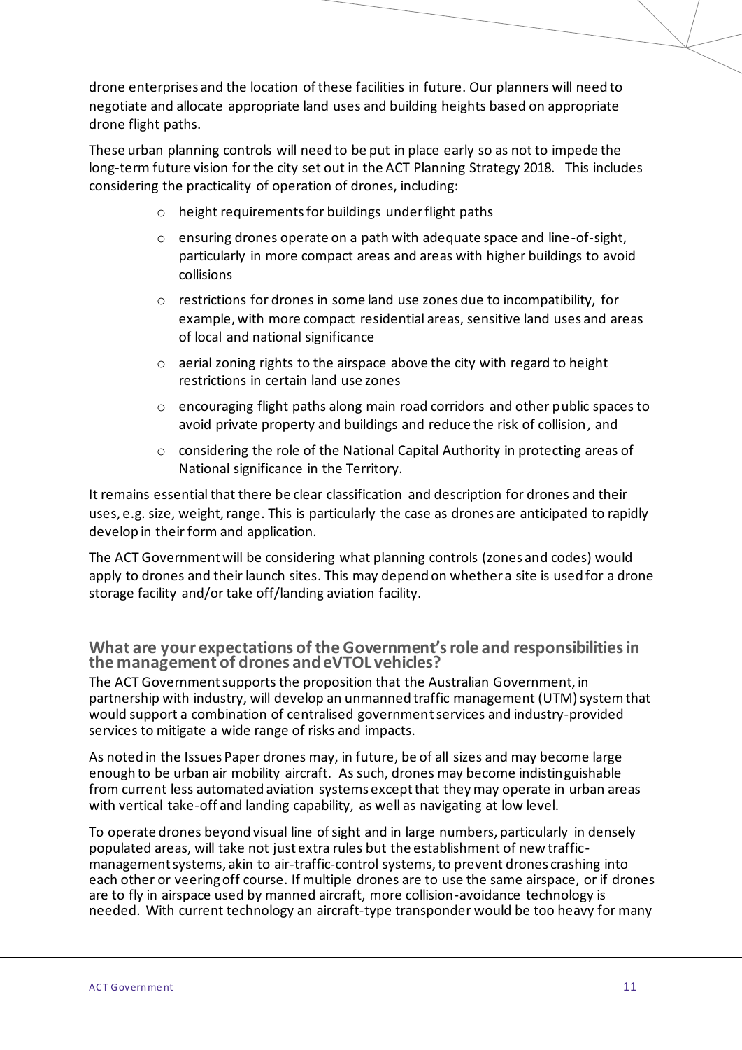drone enterprises and the location of these facilities in future. Our planners will need to negotiate and allocate appropriate land uses and building heights based on appropriate drone flight paths.

These urban planning controls will need to be put in place early so as not to impede the long-term future vision for the city set out in the ACT Planning Strategy 2018. This includes considering the practicality of operation of drones, including:

- height requirements for buildings under flight paths
- ensuring drones operate on a path with adequate space and line-of-sight, particularly in more compact areas and areas with higher buildings to avoid collisions
- restrictions for drones in some land use zones due to incompatibility, for example, with more compact residential areas, sensitive land uses and areas of local and national significance
- aerial zoning rights to the airspace above the city with regard to height restrictions in certain land use zones
- encouraging flight paths along main road corridors and other public spaces to avoid private property and buildings and reduce the risk of collision, and
- considering the role of the National Capital Authority in protecting areas of National significance in the Territory.

It remains essential that there be clear classification and description for drones and their uses, e.g. size, weight, range. This is particularly the case as drones are anticipated to rapidly develop in their form and application.

The ACT Government will be considering what planning controls (zones and codes) would apply to drones and their launch sites. This may depend on whether a site is used for a drone storage facility and/or take off/landing aviation facility.

## What are your expectations of the Government's role and responsibilities in the management of drones and eVTOL vehicles?

The ACT Government supports the proposition that the Australian Government, in partnership with industry, will develop an unmanned traffic management (UTM) system that would support a combination of centralised government services and industry-provided services to mitigate a wide range of risks and impacts.

As noted in the Issues Paper drones may, in future, be of all sizes and may become large enough to be urban air mobility aircraft. As such, drones may become indistinguishable from current less automated aviation systems except that they may operate in urban areas with vertical take-off and landing capability, as well as navigating at low level.

To operate drones beyond visual line of sight and in large numbers, particularly in densely populated areas, will take not just extra rules but the establishment of new traffic-management systems, akin to air-traffic-control systems, to prevent drones crashing into each other or veering off course. If multiple drones are to use the same airspace, or if drones are to fly in airspace used by manned aircraft, more collision-avoidance technology is needed. With current technology an aircraft-type transponder would be too heavy for many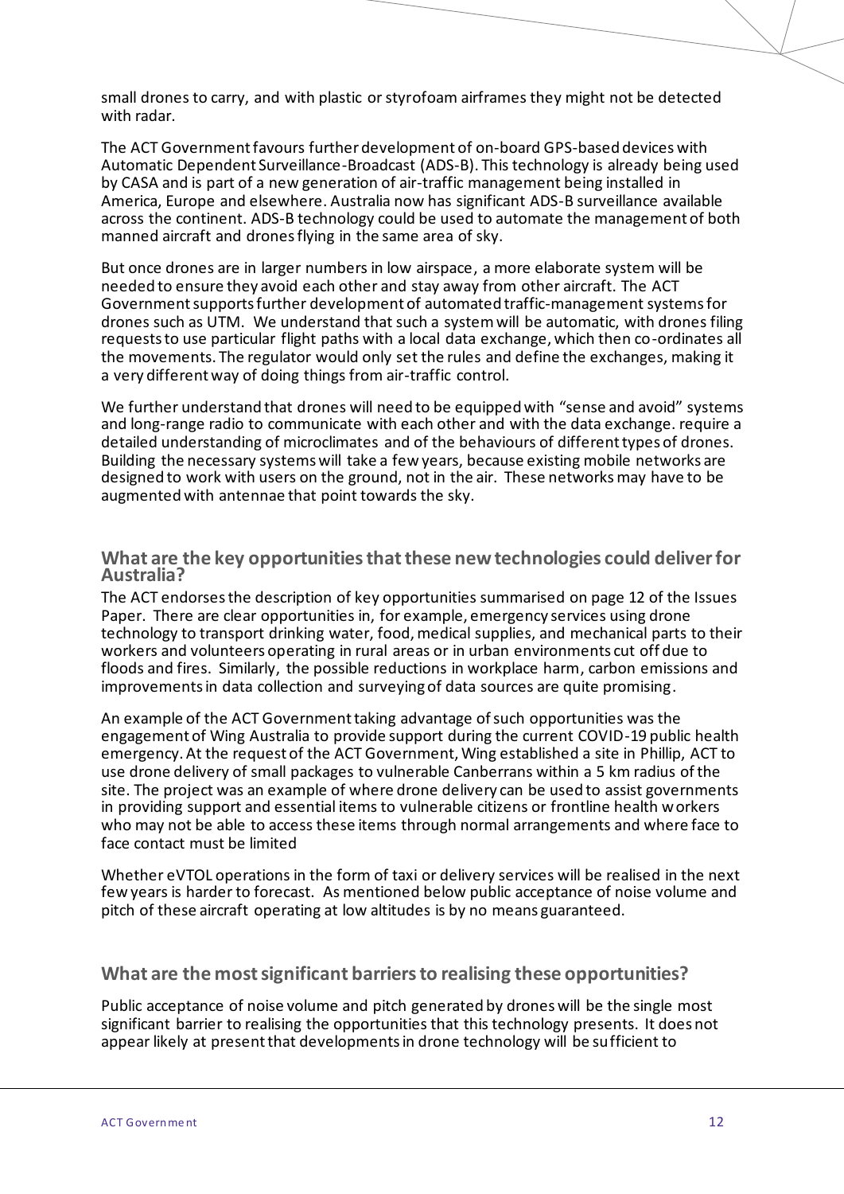small drones to carry, and with plastic or styrofoam airframes they might not be detected with radar.

The ACT Government favours further development of on-board GPS-based devices with Automatic Dependent Surveillance-Broadcast (ADS-B). This technology is already being used by CASA and is part of a new generation of air-traffic management being installed in America, Europe and elsewhere. Australia now has significant ADS-B surveillance available across the continent. ADS-B technology could be used to automate the management of both manned aircraft and drones flying in the same area of sky.

But once drones are in larger numbers in low airspace, a more elaborate system will be needed to ensure they avoid each other and stay away from other aircraft. The ACT Government supports further development of automated traffic-management systems for drones such as UTM. We understand that such a system will be automatic, with drones filing requests to use particular flight paths with a local data exchange, which then co-ordinates all the movements. The regulator would only set the rules and define the exchanges, making it a very different way of doing things from air-traffic control.

We further understand that drones will need to be equipped with "sense and avoid" systems and long-range radio to communicate with each other and with the data exchange. require a detailed understanding of microclimates and of the behaviours of different types of drones. Building the necessary systems will take a few years, because existing mobile networks are designed to work with users on the ground, not in the air. These networks may have to be augmented with antennae that point towards the sky.

### What are the key opportunities that these new technologies could deliver for Australia?

The ACT endorses the description of key opportunities summarised on page 12 of the Issues Paper. There are clear opportunities in, for example, emergency services using drone technology to transport drinking water, food, medical supplies, and mechanical parts to their workers and volunteers operating in rural areas or in urban environments cut off due to floods and fires. Similarly, the possible reductions in workplace harm, carbon emissions and improvements in data collection and surveying of data sources are quite promising.

An example of the ACT Government taking advantage of such opportunities was the engagement of Wing Australia to provide support during the current COVID-19 public health emergency. At the request of the ACT Government, Wing established a site in Phillip, ACT to use drone delivery of small packages to vulnerable Canberrans within a 5 km radius of the site. The project was an example of where drone delivery can be used to assist governments in providing support and essential items to vulnerable citizens or frontline health workers who may not be able to access these items through normal arrangements and where face to face contact must be limited

Whether eVTOL operations in the form of taxi or delivery services will be realised in the next few years is harder to forecast. As mentioned below public acceptance of noise volume and pitch of these aircraft operating at low altitudes is by no means guaranteed.

### What are the most significant barriers to realising these opportunities?

Public acceptance of noise volume and pitch generated by drones will be the single most significant barrier to realising the opportunities that this technology presents. It does not appear likely at present that developments in drone technology will be sufficient to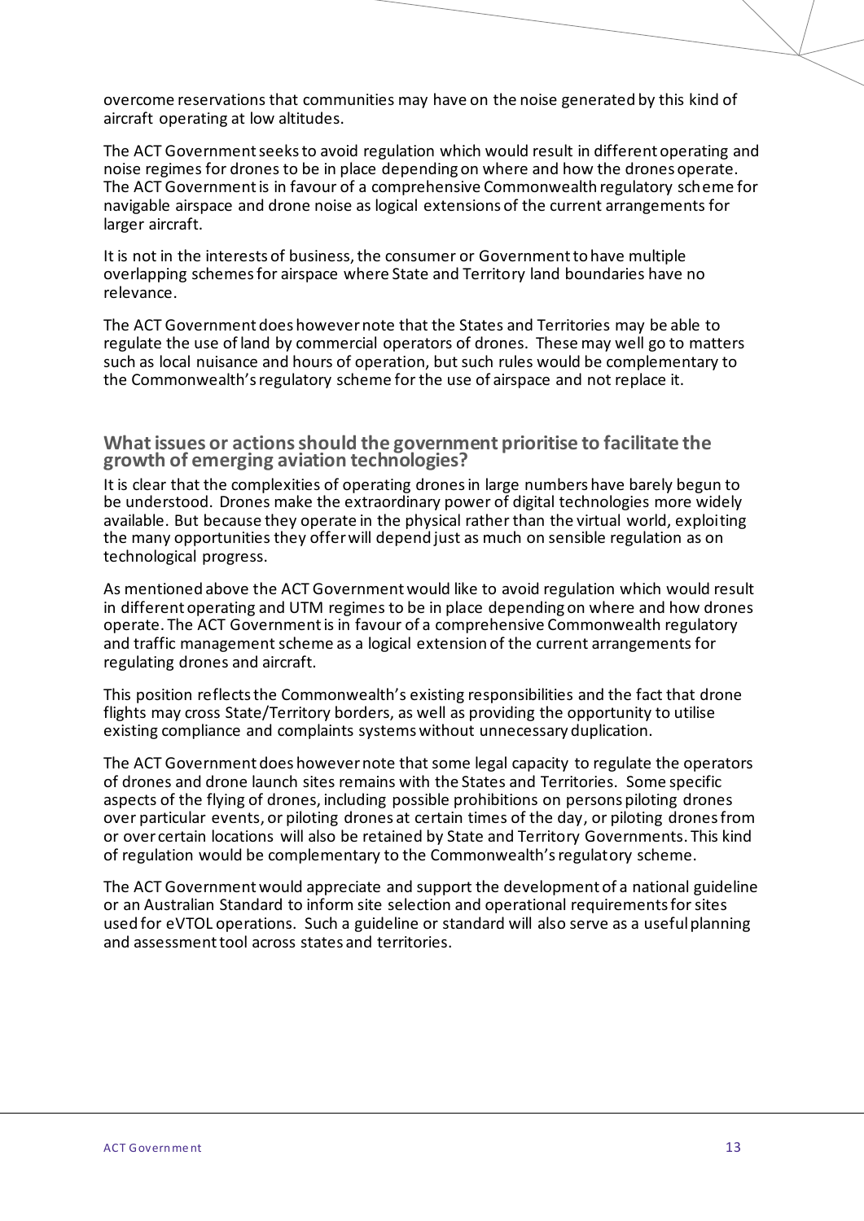overcome reservations that communities may have on the noise generated by this kind of aircraft operating at low altitudes.

The ACT Government seeks to avoid regulation which would result in different operating and noise regimes for drones to be in place depending on where and how the drones operate. The ACT Government is in favour of a comprehensive Commonwealth regulatory scheme for navigable airspace and drone noise as logical extensions of the current arrangements for larger aircraft.

It is not in the interests of business, the consumer or Government to have multiple overlapping schemes for airspace where State and Territory land boundaries have no relevance.

The ACT Government does however note that the States and Territories may be able to regulate the use of land by commercial operators of drones. These may well go to matters such as local nuisance and hours of operation, but such rules would be complementary to the Commonwealth's regulatory scheme for the use of airspace and not replace it.

## What issues or actions should the government prioritise to facilitate the growth of emerging aviation technologies?

It is clear that the complexities of operating drones in large numbers have barely begun to be understood. Drones make the extraordinary power of digital technologies more widely available. But because they operate in the physical rather than the virtual world, exploiting the many opportunities they offer will depend just as much on sensible regulation as on technological progress.

As mentioned above the ACT Government would like to avoid regulation which would result in different operating and UTM regimes to be in place depending on where and how drones operate. The ACT Government is in favour of a comprehensive Commonwealth regulatory and traffic management scheme as a logical extension of the current arrangements for regulating drones and aircraft.

This position reflects the Commonwealth's existing responsibilities and the fact that drone flights may cross State/Territory borders, as well as providing the opportunity to utilise existing compliance and complaints systems without unnecessary duplication.

The ACT Government does however note that some legal capacity to regulate the operators of drones and drone launch sites remains with the States and Territories. Some specific aspects of the flying of drones, including possible prohibitions on persons piloting drones over particular events, or piloting drones at certain times of the day, or piloting drones from or over certain locations will also be retained by State and Territory Governments. This kind of regulation would be complementary to the Commonwealth's regulatory scheme.

The ACT Government would appreciate and support the development of a national guideline or an Australian Standard to inform site selection and operational requirements for sites used for eVTOL operations. Such a guideline or standard will also serve as a useful planning and assessment tool across states and territories.